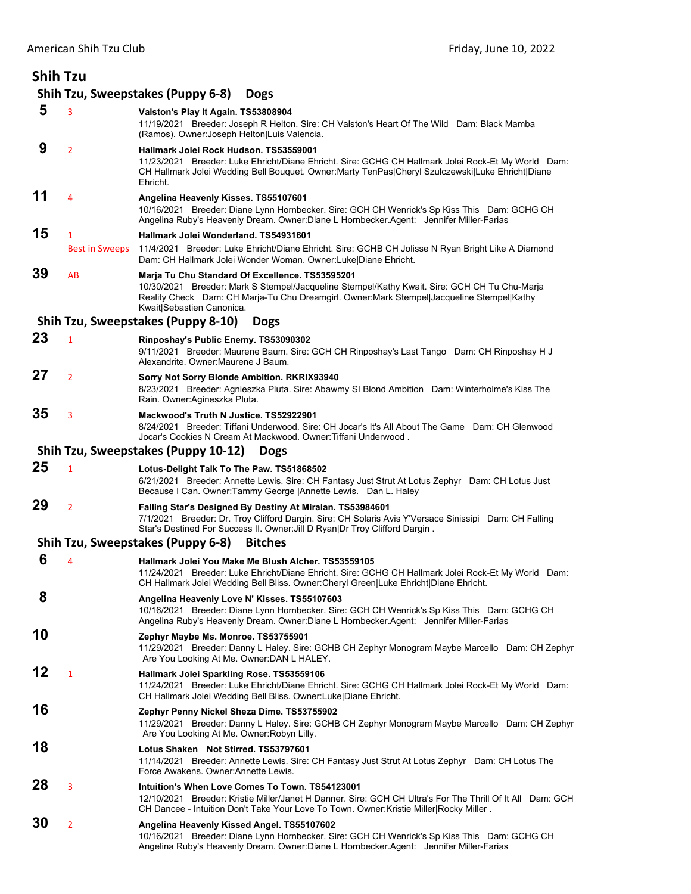American Shih Tzu Club — Friday, June 10, 2022

# Shih Tzu

## Shih Tzu, Sweepstakes (Puppy 6-8) Dogs

**5** — 3
**Valston's Play It Again. TS53808904**
11/19/2021 Breeder: Joseph R Helton. Sire: CH Valston's Heart Of The Wild Dam: Black Mamba (Ramos). Owner:Joseph Helton|Luis Valencia.

**9** — 2
**Hallmark Jolei Rock Hudson. TS53559001**
11/23/2021 Breeder: Luke Ehricht/Diane Ehricht. Sire: GCHG CH Hallmark Jolei Rock-Et My World Dam: CH Hallmark Jolei Wedding Bell Bouquet. Owner:Marty TenPas|Cheryl Szulczewski|Luke Ehricht|Diane Ehricht.

**11** — 4
**Angelina Heavenly Kisses. TS55107601**
10/16/2021 Breeder: Diane Lynn Hornbecker. Sire: GCH CH Wenrick's Sp Kiss This Dam: GCHG CH Angelina Ruby's Heavenly Dream. Owner:Diane L Hornbecker.Agent: Jennifer Miller-Farias

**15** — 1, Best in Sweeps
**Hallmark Jolei Wonderland. TS54931601**
11/4/2021 Breeder: Luke Ehricht/Diane Ehricht. Sire: GCHB CH Jolisse N Ryan Bright Like A Diamond Dam: CH Hallmark Jolei Wonder Woman. Owner:Luke|Diane Ehricht.

**39** — AB
**Marja Tu Chu Standard Of Excellence. TS53595201**
10/30/2021 Breeder: Mark S Stempel/Jacqueline Stempel/Kathy Kwait. Sire: GCH CH Tu Chu-Marja Reality Check Dam: CH Marja-Tu Chu Dreamgirl. Owner:Mark Stempel|Jacqueline Stempel|Kathy Kwait|Sebastien Canonica.

## Shih Tzu, Sweepstakes (Puppy 8-10) Dogs

**23** — 1
**Rinposhay's Public Enemy. TS53090302**
9/11/2021 Breeder: Maurene Baum. Sire: GCH CH Rinposhay's Last Tango Dam: CH Rinposhay H J Alexandrite. Owner:Maurene J Baum.

**27** — 2
**Sorry Not Sorry Blonde Ambition. RKRIX93940**
8/23/2021 Breeder: Agnieszka Pluta. Sire: Abawmy Sl Blond Ambition Dam: Winterholme's Kiss The Rain. Owner:Agineszka Pluta.

**35** — 3
**Mackwood's Truth N Justice. TS52922901**
8/24/2021 Breeder: Tiffani Underwood. Sire: CH Jocar's It's All About The Game Dam: CH Glenwood Jocar's Cookies N Cream At Mackwood. Owner:Tiffani Underwood .

## Shih Tzu, Sweepstakes (Puppy 10-12) Dogs

**25** — 1
**Lotus-Delight Talk To The Paw. TS51868502**
6/21/2021 Breeder: Annette Lewis. Sire: CH Fantasy Just Strut At Lotus Zephyr Dam: CH Lotus Just Because I Can. Owner:Tammy George |Annette Lewis. Dan L. Haley

**29** — 2
**Falling Star's Designed By Destiny At Miralan. TS53984601**
7/1/2021 Breeder: Dr. Troy Clifford Dargin. Sire: CH Solaris Avis Y'Versace Sinissipi Dam: CH Falling Star's Destined For Success II. Owner:Jill D Ryan|Dr Troy Clifford Dargin .

## Shih Tzu, Sweepstakes (Puppy 6-8) Bitches

**6** — 4
**Hallmark Jolei You Make Me Blush Alcher. TS53559105**
11/24/2021 Breeder: Luke Ehricht/Diane Ehricht. Sire: GCHG CH Hallmark Jolei Rock-Et My World Dam: CH Hallmark Jolei Wedding Bell Bliss. Owner:Cheryl Green|Luke Ehricht|Diane Ehricht.

**8**
**Angelina Heavenly Love N' Kisses. TS55107603**
10/16/2021 Breeder: Diane Lynn Hornbecker. Sire: GCH CH Wenrick's Sp Kiss This Dam: GCHG CH Angelina Ruby's Heavenly Dream. Owner:Diane L Hornbecker.Agent: Jennifer Miller-Farias

**10**
**Zephyr Maybe Ms. Monroe. TS53755901**
11/29/2021 Breeder: Danny L Haley. Sire: GCHB CH Zephyr Monogram Maybe Marcello Dam: CH Zephyr Are You Looking At Me. Owner:DAN L HALEY.

**12** — 1
**Hallmark Jolei Sparkling Rose. TS53559106**
11/24/2021 Breeder: Luke Ehricht/Diane Ehricht. Sire: GCHG CH Hallmark Jolei Rock-Et My World Dam: CH Hallmark Jolei Wedding Bell Bliss. Owner:Luke|Diane Ehricht.

**16**
**Zephyr Penny Nickel Sheza Dime. TS53755902**
11/29/2021 Breeder: Danny L Haley. Sire: GCHB CH Zephyr Monogram Maybe Marcello Dam: CH Zephyr Are You Looking At Me. Owner:Robyn Lilly.

**18**
**Lotus Shaken Not Stirred. TS53797601**
11/14/2021 Breeder: Annette Lewis. Sire: CH Fantasy Just Strut At Lotus Zephyr Dam: CH Lotus The Force Awakens. Owner:Annette Lewis.

**28** — 3
**Intuition's When Love Comes To Town. TS54123001**
12/10/2021 Breeder: Kristie Miller/Janet H Danner. Sire: GCH CH Ultra's For The Thrill Of It All Dam: GCH CH Dancee - Intuition Don't Take Your Love To Town. Owner:Kristie Miller|Rocky Miller .

**30** — 2
**Angelina Heavenly Kissed Angel. TS55107602**
10/16/2021 Breeder: Diane Lynn Hornbecker. Sire: GCH CH Wenrick's Sp Kiss This Dam: GCHG CH Angelina Ruby's Heavenly Dream. Owner:Diane L Hornbecker.Agent: Jennifer Miller-Farias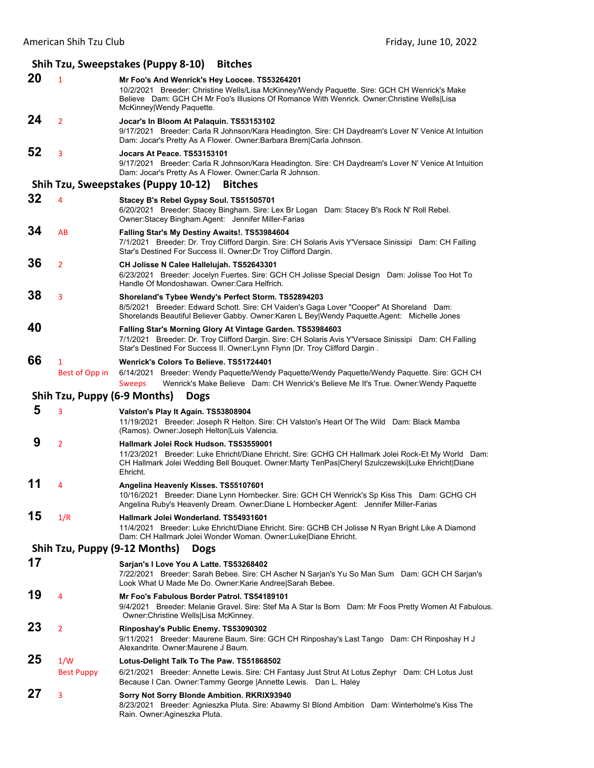## Shih Tzu, Sweepstakes (Puppy 8-10) Bitches

**20** 1 **Mr Foo's And Wenrick's Hey Loocee. TS53264201**
10/2/2021 Breeder: Christine Wells/Lisa McKinney/Wendy Paquette. Sire: GCH CH Wenrick's Make Believe Dam: GCH CH Mr Foo's Illusions Of Romance With Wenrick. Owner:Christine Wells|Lisa McKinney|Wendy Paquette.

**24** 2 **Jocar's In Bloom At Palaquin. TS53153102**
9/17/2021 Breeder: Carla R Johnson/Kara Headington. Sire: CH Daydream's Lover N' Venice At Intuition Dam: Jocar's Pretty As A Flower. Owner:Barbara Brem|Carla Johnson.

**52** 3 **Jocars At Peace. TS53153101**
9/17/2021 Breeder: Carla R Johnson/Kara Headington. Sire: CH Daydream's Lover N' Venice At Intuition Dam: Jocar's Pretty As A Flower. Owner:Carla R Johnson.

## Shih Tzu, Sweepstakes (Puppy 10-12) Bitches

**32** 4 **Stacey B's Rebel Gypsy Soul. TS51505701**
6/20/2021 Breeder: Stacey Bingham. Sire: Lex Br Logan Dam: Stacey B's Rock N' Roll Rebel. Owner:Stacey Bingham.Agent: Jennifer Miller-Farias

**34** AB **Falling Star's My Destiny Awaits!. TS53984604**
7/1/2021 Breeder: Dr. Troy Clifford Dargin. Sire: CH Solaris Avis Y'Versace Sinissipi Dam: CH Falling Star's Destined For Success II. Owner:Dr Troy Clifford Dargin.

**36** 2 **CH Jolisse N Calee Hallelujah. TS52643301**
6/23/2021 Breeder: Jocelyn Fuertes. Sire: GCH CH Jolisse Special Design Dam: Jolisse Too Hot To Handle Of Mondoshawan. Owner:Cara Helfrich.

**38** 3 **Shoreland's Tybee Wendy's Perfect Storm. TS52894203**
8/5/2021 Breeder: Edward Schott. Sire: CH Vaiden's Gaga Lover "Cooper" At Shoreland Dam: Shorelands Beautiful Believer Gabby. Owner:Karen L Bey|Wendy Paquette.Agent: Michelle Jones

**40** **Falling Star's Morning Glory At Vintage Garden. TS53984603**
7/1/2021 Breeder: Dr. Troy Clifford Dargin. Sire: CH Solaris Avis Y'Versace Sinissipi Dam: CH Falling Star's Destined For Success II. Owner:Lynn Flynn |Dr. Troy Clifford Dargin .

**66** 1 Best of Opp in Sweeps **Wenrick's Colors To Believe. TS51724401**
6/14/2021 Breeder: Wendy Paquette/Wendy Paquette/Wendy Paquette/Wendy Paquette. Sire: GCH CH Wenrick's Make Believe Dam: CH Wenrick's Believe Me It's True. Owner:Wendy Paquette

## Shih Tzu, Puppy (6-9 Months) Dogs

**5** 3 **Valston's Play It Again. TS53808904**
11/19/2021 Breeder: Joseph R Helton. Sire: CH Valston's Heart Of The Wild Dam: Black Mamba (Ramos). Owner:Joseph Helton|Luis Valencia.

**9** 2 **Hallmark Jolei Rock Hudson. TS53559001**
11/23/2021 Breeder: Luke Ehricht/Diane Ehricht. Sire: GCHG CH Hallmark Jolei Rock-Et My World Dam: CH Hallmark Jolei Wedding Bell Bouquet. Owner:Marty TenPas|Cheryl Szulczewski|Luke Ehricht|Diane Ehricht.

**11** 4 **Angelina Heavenly Kisses. TS55107601**
10/16/2021 Breeder: Diane Lynn Hornbecker. Sire: GCH CH Wenrick's Sp Kiss This Dam: GCHG CH Angelina Ruby's Heavenly Dream. Owner:Diane L Hornbecker.Agent: Jennifer Miller-Farias

**15** 1/R **Hallmark Jolei Wonderland. TS54931601**
11/4/2021 Breeder: Luke Ehricht/Diane Ehricht. Sire: GCHB CH Jolisse N Ryan Bright Like A Diamond Dam: CH Hallmark Jolei Wonder Woman. Owner:Luke|Diane Ehricht.

## Shih Tzu, Puppy (9-12 Months) Dogs

**17** **Sarjan's I Love You A Latte. TS53268402**
7/22/2021 Breeder: Sarah Bebee. Sire: CH Ascher N Sarjan's Yu So Man Sum Dam: GCH CH Sarjan's Look What U Made Me Do. Owner:Karie Andree|Sarah Bebee.

**19** 4 **Mr Foo's Fabulous Border Patrol. TS54189101**
9/4/2021 Breeder: Melanie Gravel. Sire: Stef Ma A Star Is Born Dam: Mr Foos Pretty Women At Fabulous. Owner:Christine Wells|Lisa McKinney.

**23** 2 **Rinposhay's Public Enemy. TS53090302**
9/11/2021 Breeder: Maurene Baum. Sire: GCH CH Rinposhay's Last Tango Dam: CH Rinposhay H J Alexandrite. Owner:Maurene J Baum.

**25** 1/W Best Puppy **Lotus-Delight Talk To The Paw. TS51868502**
6/21/2021 Breeder: Annette Lewis. Sire: CH Fantasy Just Strut At Lotus Zephyr Dam: CH Lotus Just Because I Can. Owner:Tammy George |Annette Lewis. Dan L. Haley

**27** 3 **Sorry Not Sorry Blonde Ambition. RKRIX93940**
8/23/2021 Breeder: Agnieszka Pluta. Sire: Abawmy Sl Blond Ambition Dam: Winterholme's Kiss The Rain. Owner:Agineszka Pluta.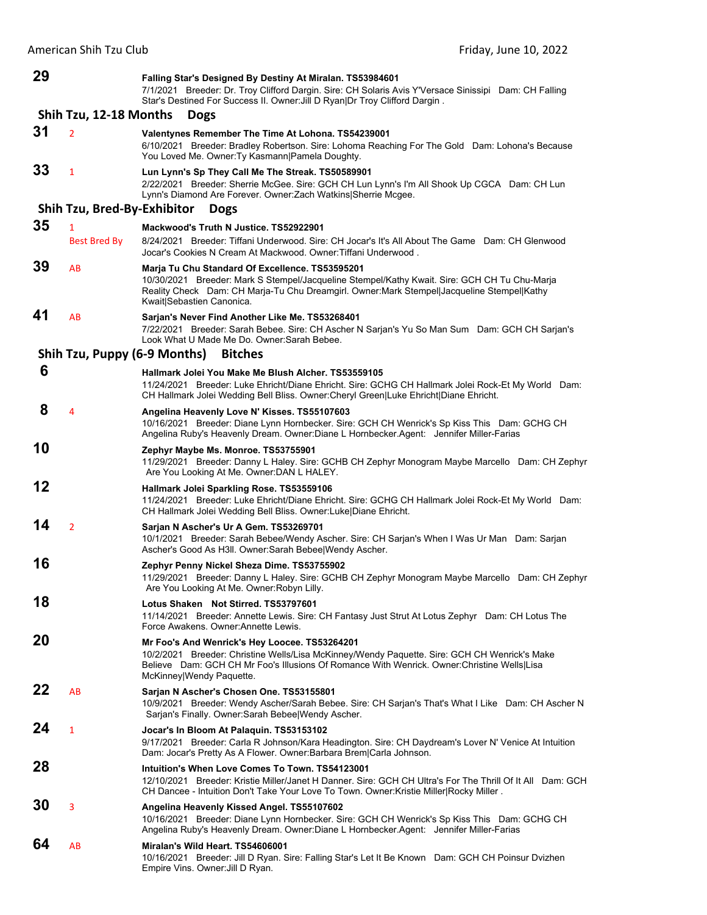**29** Falling Star's Designed By Destiny At Miralan. TS53984601
7/1/2021 Breeder: Dr. Troy Clifford Dargin. Sire: CH Solaris Avis Y'Versace Sinissipi Dam: CH Falling Star's Destined For Success II. Owner:Jill D Ryan|Dr Troy Clifford Dargin .

## Shih Tzu, 12-18 Months Dogs

**31** 2 **Valentynes Remember The Time At Lohona. TS54239001**
6/10/2021 Breeder: Bradley Robertson. Sire: Lohoma Reaching For The Gold Dam: Lohona's Because You Loved Me. Owner:Ty Kasmann|Pamela Doughty.

**33** 1 **Lun Lynn's Sp They Call Me The Streak. TS50589901**
2/22/2021 Breeder: Sherrie McGee. Sire: GCH CH Lun Lynn's I'm All Shook Up CGCA Dam: CH Lun Lynn's Diamond Are Forever. Owner:Zach Watkins|Sherrie Mcgee.

## Shih Tzu, Bred-By-Exhibitor Dogs

**35** 1 Best Bred By **Mackwood's Truth N Justice. TS52922901**
8/24/2021 Breeder: Tiffani Underwood. Sire: CH Jocar's It's All About The Game Dam: CH Glenwood Jocar's Cookies N Cream At Mackwood. Owner:Tiffani Underwood .

**39** AB **Marja Tu Chu Standard Of Excellence. TS53595201**
10/30/2021 Breeder: Mark S Stempel/Jacqueline Stempel/Kathy Kwait. Sire: GCH CH Tu Chu-Marja Reality Check Dam: CH Marja-Tu Chu Dreamgirl. Owner:Mark Stempel|Jacqueline Stempel|Kathy Kwait|Sebastien Canonica.

**41** AB **Sarjan's Never Find Another Like Me. TS53268401**
7/22/2021 Breeder: Sarah Bebee. Sire: CH Ascher N Sarjan's Yu So Man Sum Dam: GCH CH Sarjan's Look What U Made Me Do. Owner:Sarah Bebee.

## Shih Tzu, Puppy (6-9 Months) Bitches

**6** **Hallmark Jolei You Make Me Blush Alcher. TS53559105**
11/24/2021 Breeder: Luke Ehricht/Diane Ehricht. Sire: GCHG CH Hallmark Jolei Rock-Et My World Dam: CH Hallmark Jolei Wedding Bell Bliss. Owner:Cheryl Green|Luke Ehricht|Diane Ehricht.

**8** 4 **Angelina Heavenly Love N' Kisses. TS55107603**
10/16/2021 Breeder: Diane Lynn Hornbecker. Sire: GCH CH Wenrick's Sp Kiss This Dam: GCHG CH Angelina Ruby's Heavenly Dream. Owner:Diane L Hornbecker.Agent: Jennifer Miller-Farias

**10** **Zephyr Maybe Ms. Monroe. TS53755901**
11/29/2021 Breeder: Danny L Haley. Sire: GCHB CH Zephyr Monogram Maybe Marcello Dam: CH Zephyr Are You Looking At Me. Owner:DAN L HALEY.

**12** **Hallmark Jolei Sparkling Rose. TS53559106**
11/24/2021 Breeder: Luke Ehricht/Diane Ehricht. Sire: GCHG CH Hallmark Jolei Rock-Et My World Dam: CH Hallmark Jolei Wedding Bell Bliss. Owner:Luke|Diane Ehricht.

**14** 2 **Sarjan N Ascher's Ur A Gem. TS53269701**
10/1/2021 Breeder: Sarah Bebee/Wendy Ascher. Sire: CH Sarjan's When I Was Ur Man Dam: Sarjan Ascher's Good As H3ll. Owner:Sarah Bebee|Wendy Ascher.

**16** **Zephyr Penny Nickel Sheza Dime. TS53755902**
11/29/2021 Breeder: Danny L Haley. Sire: GCHB CH Zephyr Monogram Maybe Marcello Dam: CH Zephyr Are You Looking At Me. Owner:Robyn Lilly.

**18** **Lotus Shaken Not Stirred. TS53797601**
11/14/2021 Breeder: Annette Lewis. Sire: CH Fantasy Just Strut At Lotus Zephyr Dam: CH Lotus The Force Awakens. Owner:Annette Lewis.

**20** **Mr Foo's And Wenrick's Hey Loocee. TS53264201**
10/2/2021 Breeder: Christine Wells/Lisa McKinney/Wendy Paquette. Sire: GCH CH Wenrick's Make Believe Dam: GCH CH Mr Foo's Illusions Of Romance With Wenrick. Owner:Christine Wells|Lisa McKinney|Wendy Paquette.

**22** AB **Sarjan N Ascher's Chosen One. TS53155801**
10/9/2021 Breeder: Wendy Ascher/Sarah Bebee. Sire: CH Sarjan's That's What I Like Dam: CH Ascher N Sarjan's Finally. Owner:Sarah Bebee|Wendy Ascher.

**24** 1 **Jocar's In Bloom At Palaquin. TS53153102**
9/17/2021 Breeder: Carla R Johnson/Kara Headington. Sire: CH Daydream's Lover N' Venice At Intuition Dam: Jocar's Pretty As A Flower. Owner:Barbara Brem|Carla Johnson.

**28** **Intuition's When Love Comes To Town. TS54123001**
12/10/2021 Breeder: Kristie Miller/Janet H Danner. Sire: GCH CH Ultra's For The Thrill Of It All Dam: GCH CH Dancee - Intuition Don't Take Your Love To Town. Owner:Kristie Miller|Rocky Miller .

**30** 3 **Angelina Heavenly Kissed Angel. TS55107602**
10/16/2021 Breeder: Diane Lynn Hornbecker. Sire: GCH CH Wenrick's Sp Kiss This Dam: GCHG CH Angelina Ruby's Heavenly Dream. Owner:Diane L Hornbecker.Agent: Jennifer Miller-Farias

**64** AB **Miralan's Wild Heart. TS54606001**
10/16/2021 Breeder: Jill D Ryan. Sire: Falling Star's Let It Be Known Dam: GCH CH Poinsur Dvizhen Empire Vins. Owner:Jill D Ryan.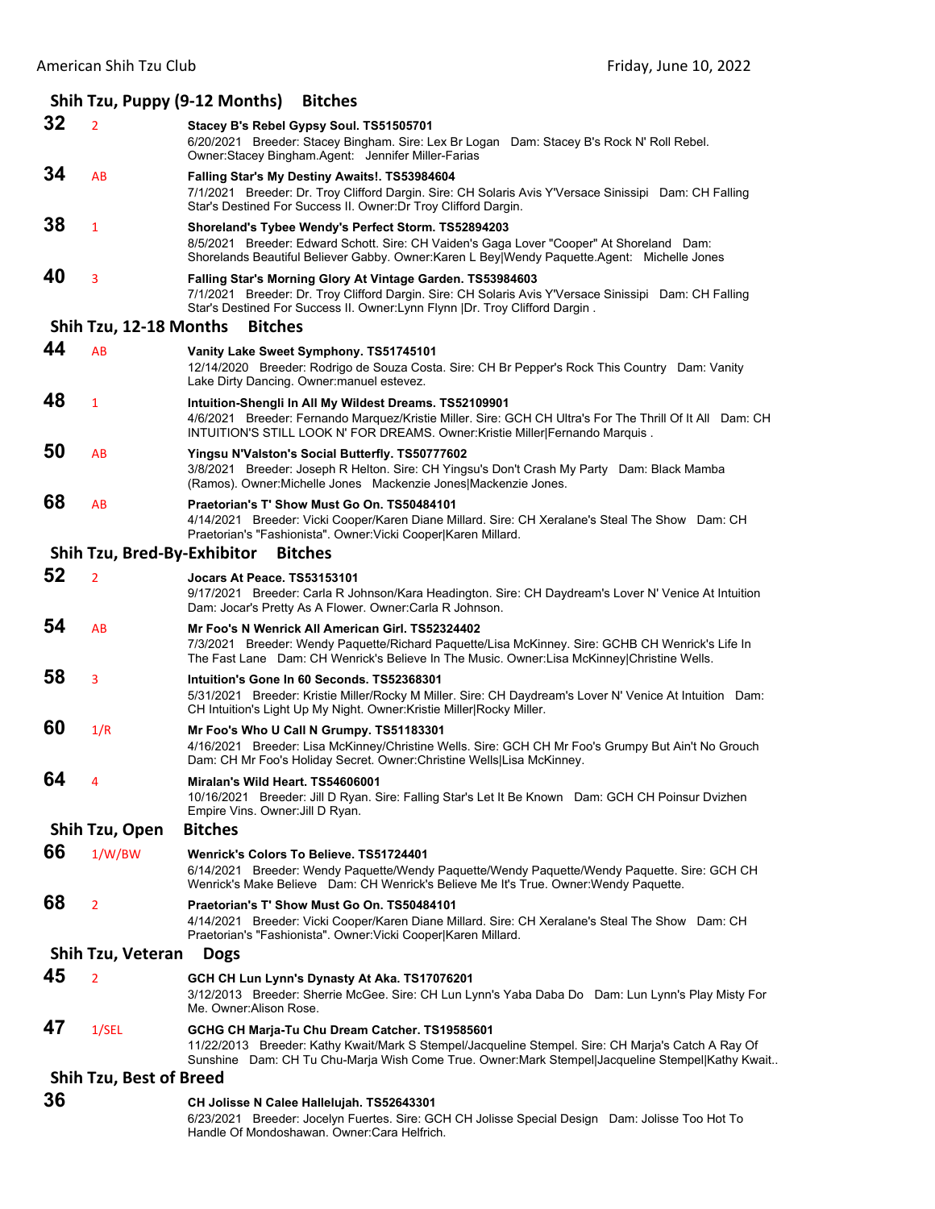## Shih Tzu, Puppy (9-12 Months) Bitches

**32** 2 **Stacey B's Rebel Gypsy Soul. TS51505701**
6/20/2021 Breeder: Stacey Bingham. Sire: Lex Br Logan Dam: Stacey B's Rock N' Roll Rebel. Owner:Stacey Bingham.Agent: Jennifer Miller-Farias

**34** AB **Falling Star's My Destiny Awaits!. TS53984604**
7/1/2021 Breeder: Dr. Troy Clifford Dargin. Sire: CH Solaris Avis Y'Versace Sinissipi Dam: CH Falling Star's Destined For Success II. Owner:Dr Troy Clifford Dargin.

**38** 1 **Shoreland's Tybee Wendy's Perfect Storm. TS52894203**
8/5/2021 Breeder: Edward Schott. Sire: CH Vaiden's Gaga Lover "Cooper" At Shoreland Dam: Shorelands Beautiful Believer Gabby. Owner:Karen L Bey|Wendy Paquette.Agent: Michelle Jones

**40** 3 **Falling Star's Morning Glory At Vintage Garden. TS53984603**
7/1/2021 Breeder: Dr. Troy Clifford Dargin. Sire: CH Solaris Avis Y'Versace Sinissipi Dam: CH Falling Star's Destined For Success II. Owner:Lynn Flynn |Dr. Troy Clifford Dargin .

## Shih Tzu, 12-18 Months Bitches

**44** AB **Vanity Lake Sweet Symphony. TS51745101**
12/14/2020 Breeder: Rodrigo de Souza Costa. Sire: CH Br Pepper's Rock This Country Dam: Vanity Lake Dirty Dancing. Owner:manuel estevez.

**48** 1 **Intuition-Shengli In All My Wildest Dreams. TS52109901**
4/6/2021 Breeder: Fernando Marquez/Kristie Miller. Sire: GCH CH Ultra's For The Thrill Of It All Dam: CH INTUITION'S STILL LOOK N' FOR DREAMS. Owner:Kristie Miller|Fernando Marquis .

**50** AB **Yingsu N'Valston's Social Butterfly. TS50777602**
3/8/2021 Breeder: Joseph R Helton. Sire: CH Yingsu's Don't Crash My Party Dam: Black Mamba (Ramos). Owner:Michelle Jones Mackenzie Jones|Mackenzie Jones.

**68** AB **Praetorian's T' Show Must Go On. TS50484101**
4/14/2021 Breeder: Vicki Cooper/Karen Diane Millard. Sire: CH Xeralane's Steal The Show Dam: CH Praetorian's "Fashionista". Owner:Vicki Cooper|Karen Millard.

## Shih Tzu, Bred-By-Exhibitor Bitches

**52** 2 **Jocars At Peace. TS53153101**
9/17/2021 Breeder: Carla R Johnson/Kara Headington. Sire: CH Daydream's Lover N' Venice At Intuition Dam: Jocar's Pretty As A Flower. Owner:Carla R Johnson.

**54** AB **Mr Foo's N Wenrick All American Girl. TS52324402**
7/3/2021 Breeder: Wendy Paquette/Richard Paquette/Lisa McKinney. Sire: GCHB CH Wenrick's Life In The Fast Lane Dam: CH Wenrick's Believe In The Music. Owner:Lisa McKinney|Christine Wells.

**58** 3 **Intuition's Gone In 60 Seconds. TS52368301**
5/31/2021 Breeder: Kristie Miller/Rocky M Miller. Sire: CH Daydream's Lover N' Venice At Intuition Dam: CH Intuition's Light Up My Night. Owner:Kristie Miller|Rocky Miller.

**60** 1/R **Mr Foo's Who U Call N Grumpy. TS51183301**
4/16/2021 Breeder: Lisa McKinney/Christine Wells. Sire: GCH CH Mr Foo's Grumpy But Ain't No Grouch Dam: CH Mr Foo's Holiday Secret. Owner:Christine Wells|Lisa McKinney.

**64** 4 **Miralan's Wild Heart. TS54606001**
10/16/2021 Breeder: Jill D Ryan. Sire: Falling Star's Let It Be Known Dam: GCH CH Poinsur Dvizhen Empire Vins. Owner:Jill D Ryan.

## Shih Tzu, Open Bitches

**66** 1/W/BW **Wenrick's Colors To Believe. TS51724401**
6/14/2021 Breeder: Wendy Paquette/Wendy Paquette/Wendy Paquette/Wendy Paquette. Sire: GCH CH Wenrick's Make Believe Dam: CH Wenrick's Believe Me It's True. Owner:Wendy Paquette.

**68** 2 **Praetorian's T' Show Must Go On. TS50484101**
4/14/2021 Breeder: Vicki Cooper/Karen Diane Millard. Sire: CH Xeralane's Steal The Show Dam: CH Praetorian's "Fashionista". Owner:Vicki Cooper|Karen Millard.

## Shih Tzu, Veteran Dogs

**45** 2 **GCH CH Lun Lynn's Dynasty At Aka. TS17076201**
3/12/2013 Breeder: Sherrie McGee. Sire: CH Lun Lynn's Yaba Daba Do Dam: Lun Lynn's Play Misty For Me. Owner:Alison Rose.

**47** 1/SEL **GCHG CH Marja-Tu Chu Dream Catcher. TS19585601**
11/22/2013 Breeder: Kathy Kwait/Mark S Stempel/Jacqueline Stempel. Sire: CH Marja's Catch A Ray Of Sunshine Dam: CH Tu Chu-Marja Wish Come True. Owner:Mark Stempel|Jacqueline Stempel|Kathy Kwait..

## Shih Tzu, Best of Breed

**36** **CH Jolisse N Calee Hallelujah. TS52643301**
6/23/2021 Breeder: Jocelyn Fuertes. Sire: GCH CH Jolisse Special Design Dam: Jolisse Too Hot To Handle Of Mondoshawan. Owner:Cara Helfrich.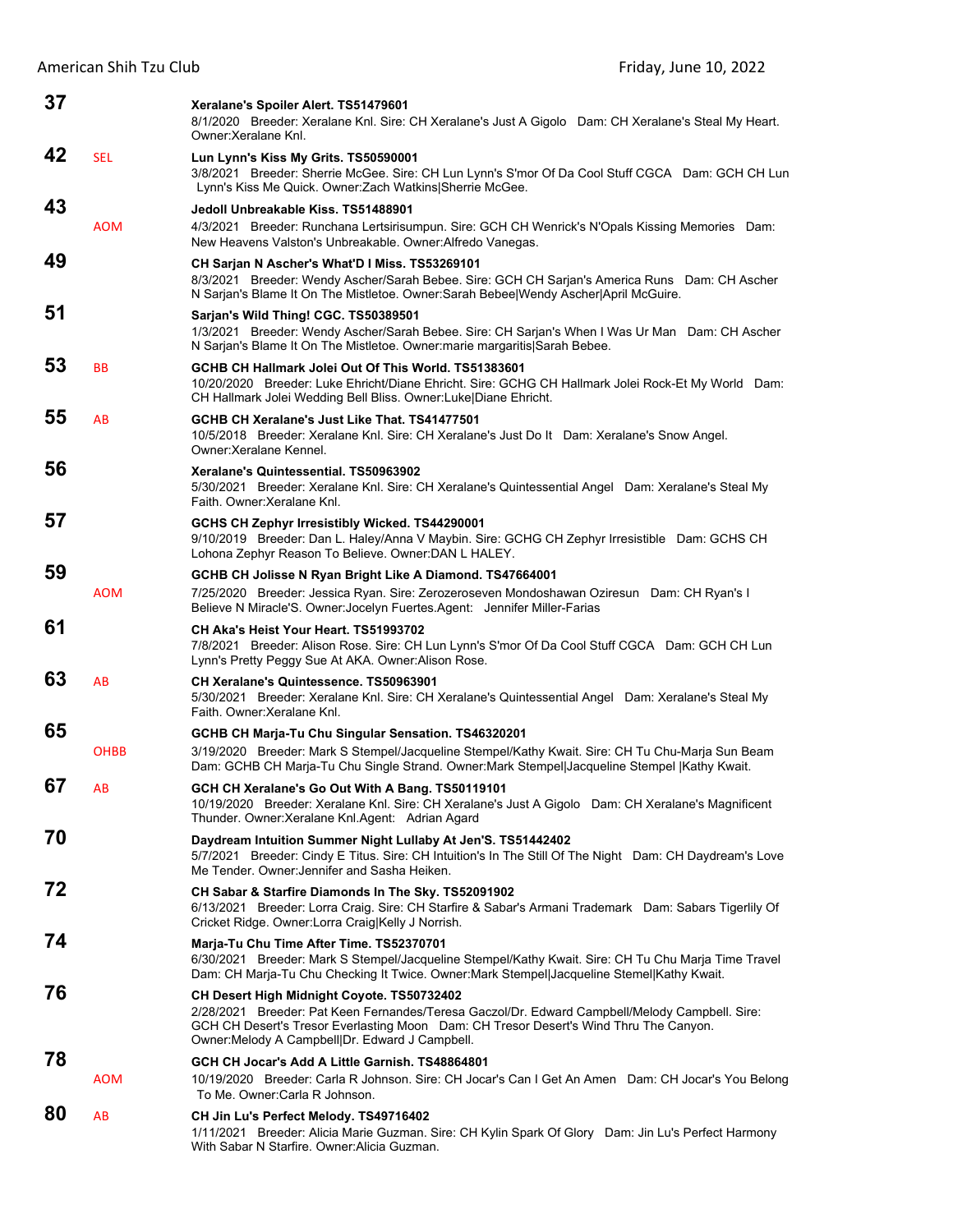**37** Xeralane's Spoiler Alert. TS51479601
8/1/2020 Breeder: Xeralane Knl. Sire: CH Xeralane's Just A Gigolo Dam: CH Xeralane's Steal My Heart. Owner:Xeralane Knl.

**42** SEL **Lun Lynn's Kiss My Grits. TS50590001**
3/8/2021 Breeder: Sherrie McGee. Sire: CH Lun Lynn's S'mor Of Da Cool Stuff CGCA Dam: GCH CH Lun Lynn's Kiss Me Quick. Owner:Zach Watkins|Sherrie McGee.

**43** AOM **Jedoll Unbreakable Kiss. TS51488901**
4/3/2021 Breeder: Runchana Lertsirisumpun. Sire: GCH CH Wenrick's N'Opals Kissing Memories Dam: New Heavens Valston's Unbreakable. Owner:Alfredo Vanegas.

**49** **CH Sarjan N Ascher's What'D I Miss. TS53269101**
8/3/2021 Breeder: Wendy Ascher/Sarah Bebee. Sire: GCH CH Sarjan's America Runs Dam: CH Ascher N Sarjan's Blame It On The Mistletoe. Owner:Sarah Bebee|Wendy Ascher|April McGuire.

**51** **Sarjan's Wild Thing! CGC. TS50389501**
1/3/2021 Breeder: Wendy Ascher/Sarah Bebee. Sire: CH Sarjan's When I Was Ur Man Dam: CH Ascher N Sarjan's Blame It On The Mistletoe. Owner:marie margaritis|Sarah Bebee.

**53** BB **GCHB CH Hallmark Jolei Out Of This World. TS51383601**
10/20/2020 Breeder: Luke Ehricht/Diane Ehricht. Sire: GCHG CH Hallmark Jolei Rock-Et My World Dam: CH Hallmark Jolei Wedding Bell Bliss. Owner:Luke|Diane Ehricht.

**55** AB **GCHB CH Xeralane's Just Like That. TS41477501**
10/5/2018 Breeder: Xeralane Knl. Sire: CH Xeralane's Just Do It Dam: Xeralane's Snow Angel. Owner:Xeralane Kennel.

**56** **Xeralane's Quintessential. TS50963902**
5/30/2021 Breeder: Xeralane Knl. Sire: CH Xeralane's Quintessential Angel Dam: Xeralane's Steal My Faith. Owner:Xeralane Knl.

**57** **GCHS CH Zephyr Irresistibly Wicked. TS44290001**
9/10/2019 Breeder: Dan L. Haley/Anna V Maybin. Sire: GCHG CH Zephyr Irresistible Dam: GCHS CH Lohona Zephyr Reason To Believe. Owner:DAN L HALEY.

**59** AOM **GCHB CH Jolisse N Ryan Bright Like A Diamond. TS47664001**
7/25/2020 Breeder: Jessica Ryan. Sire: Zerozeroseven Mondoshawan Oziresun Dam: CH Ryan's I Believe N Miracle'S. Owner:Jocelyn Fuertes.Agent: Jennifer Miller-Farias

**61** **CH Aka's Heist Your Heart. TS51993702**
7/8/2021 Breeder: Alison Rose. Sire: CH Lun Lynn's S'mor Of Da Cool Stuff CGCA Dam: GCH CH Lun Lynn's Pretty Peggy Sue At AKA. Owner:Alison Rose.

**63** AB **CH Xeralane's Quintessence. TS50963901**
5/30/2021 Breeder: Xeralane Knl. Sire: CH Xeralane's Quintessential Angel Dam: Xeralane's Steal My Faith. Owner:Xeralane Knl.

**65** OHBB **GCHB CH Marja-Tu Chu Singular Sensation. TS46320201**
3/19/2020 Breeder: Mark S Stempel/Jacqueline Stempel/Kathy Kwait. Sire: CH Tu Chu-Marja Sun Beam Dam: GCHB CH Marja-Tu Chu Single Strand. Owner:Mark Stempel|Jacqueline Stempel |Kathy Kwait.

**67** AB **GCH CH Xeralane's Go Out With A Bang. TS50119101**
10/19/2020 Breeder: Xeralane Knl. Sire: CH Xeralane's Just A Gigolo Dam: CH Xeralane's Magnificent Thunder. Owner:Xeralane Knl.Agent: Adrian Agard

**70** **Daydream Intuition Summer Night Lullaby At Jen'S. TS51442402**
5/7/2021 Breeder: Cindy E Titus. Sire: CH Intuition's In The Still Of The Night Dam: CH Daydream's Love Me Tender. Owner:Jennifer and Sasha Heiken.

**72** **CH Sabar & Starfire Diamonds In The Sky. TS52091902**
6/13/2021 Breeder: Lorra Craig. Sire: CH Starfire & Sabar's Armani Trademark Dam: Sabars Tigerlily Of Cricket Ridge. Owner:Lorra Craig|Kelly J Norrish.

**74** **Marja-Tu Chu Time After Time. TS52370701**
6/30/2021 Breeder: Mark S Stempel/Jacqueline Stempel/Kathy Kwait. Sire: CH Tu Chu Marja Time Travel Dam: CH Marja-Tu Chu Checking It Twice. Owner:Mark Stempel|Jacqueline Stemel|Kathy Kwait.

**76** **CH Desert High Midnight Coyote. TS50732402**
2/28/2021 Breeder: Pat Keen Fernandes/Teresa Gaczol/Dr. Edward Campbell/Melody Campbell. Sire: GCH CH Desert's Tresor Everlasting Moon Dam: CH Tresor Desert's Wind Thru The Canyon. Owner:Melody A Campbell|Dr. Edward J Campbell.

**78** AOM **GCH CH Jocar's Add A Little Garnish. TS48864801**
10/19/2020 Breeder: Carla R Johnson. Sire: CH Jocar's Can I Get An Amen Dam: CH Jocar's You Belong To Me. Owner:Carla R Johnson.

**80** AB **CH Jin Lu's Perfect Melody. TS49716402**
1/11/2021 Breeder: Alicia Marie Guzman. Sire: CH Kylin Spark Of Glory Dam: Jin Lu's Perfect Harmony With Sabar N Starfire. Owner:Alicia Guzman.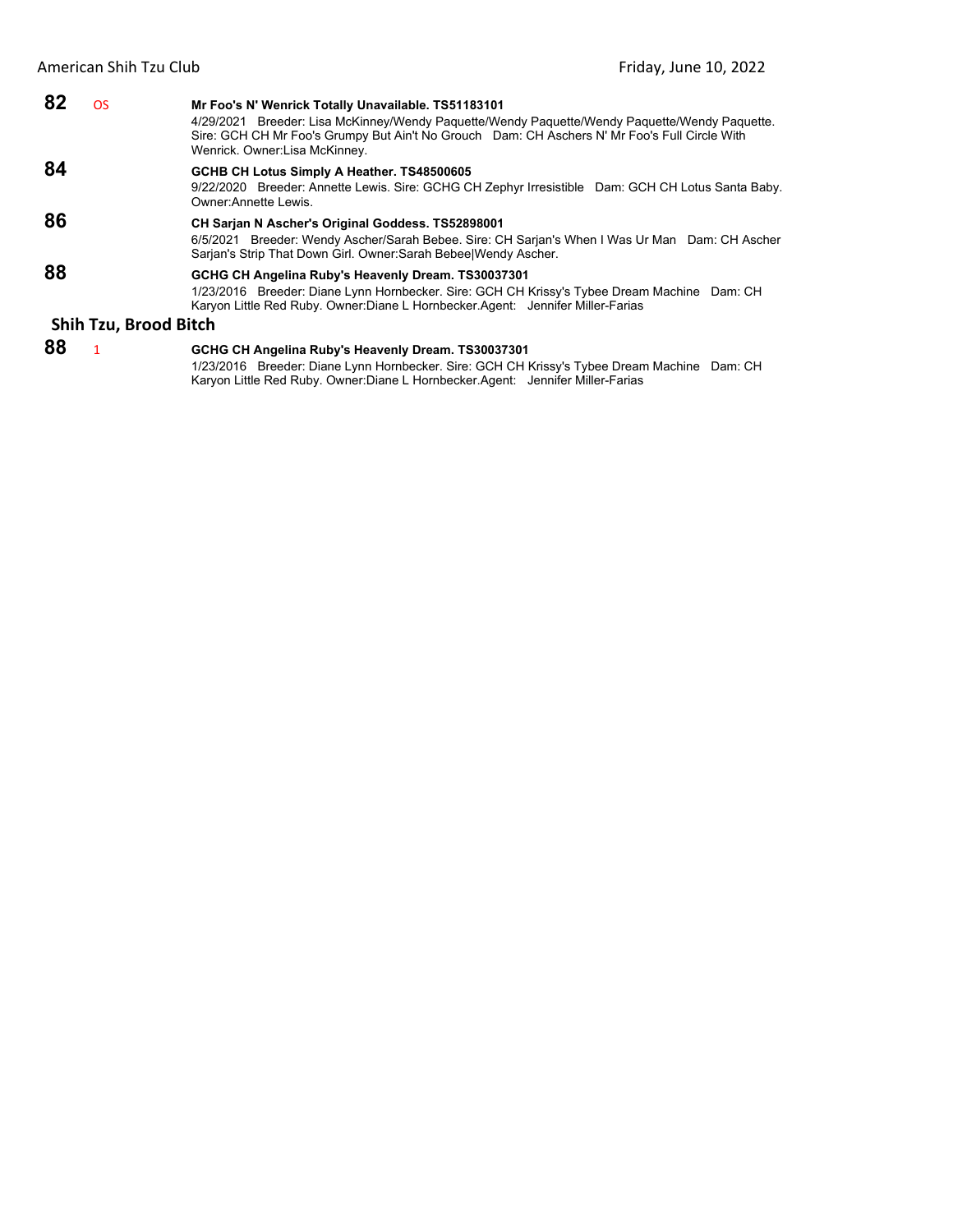**82** OS **Mr Foo's N' Wenrick Totally Unavailable. TS51183101**
4/29/2021 Breeder: Lisa McKinney/Wendy Paquette/Wendy Paquette/Wendy Paquette/Wendy Paquette. Sire: GCH CH Mr Foo's Grumpy But Ain't No Grouch Dam: CH Aschers N' Mr Foo's Full Circle With Wenrick. Owner:Lisa McKinney.

**84** **GCHB CH Lotus Simply A Heather. TS48500605**
9/22/2020 Breeder: Annette Lewis. Sire: GCHG CH Zephyr Irresistible Dam: GCH CH Lotus Santa Baby. Owner:Annette Lewis.

**86** **CH Sarjan N Ascher's Original Goddess. TS52898001**
6/5/2021 Breeder: Wendy Ascher/Sarah Bebee. Sire: CH Sarjan's When I Was Ur Man Dam: CH Ascher Sarjan's Strip That Down Girl. Owner:Sarah Bebee|Wendy Ascher.

**88** **GCHG CH Angelina Ruby's Heavenly Dream. TS30037301**
1/23/2016 Breeder: Diane Lynn Hornbecker. Sire: GCH CH Krissy's Tybee Dream Machine Dam: CH Karyon Little Red Ruby. Owner:Diane L Hornbecker.Agent: Jennifer Miller-Farias

## Shih Tzu, Brood Bitch

**88** 1 **GCHG CH Angelina Ruby's Heavenly Dream. TS30037301**
1/23/2016 Breeder: Diane Lynn Hornbecker. Sire: GCH CH Krissy's Tybee Dream Machine Dam: CH Karyon Little Red Ruby. Owner:Diane L Hornbecker.Agent: Jennifer Miller-Farias